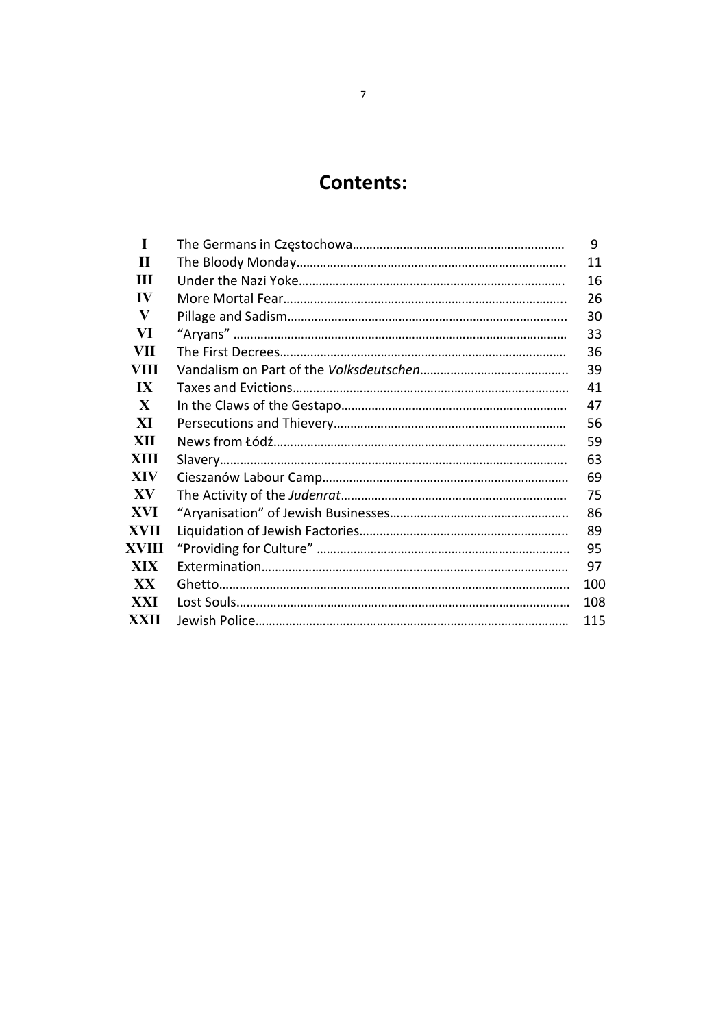# Contents:

| | | |
|---|---|---|
| I | The Germans in Częstochowa | 9 |
| II | The Bloody Monday | 11 |
| III | Under the Nazi Yoke | 16 |
| IV | More Mortal Fear | 26 |
| V | Pillage and Sadism | 30 |
| VI | “Aryans” | 33 |
| VII | The First Decrees | 36 |
| VIII | Vandalism on Part of the *Volksdeutschen* | 39 |
| IX | Taxes and Evictions | 41 |
| X | In the Claws of the Gestapo | 47 |
| XI | Persecutions and Thievery | 56 |
| XII | News from Łódź | 59 |
| XIII | Slavery | 63 |
| XIV | Cieszanów Labour Camp | 69 |
| XV | The Activity of the *Judenrat* | 75 |
| XVI | “Aryanisation” of Jewish Businesses | 86 |
| XVII | Liquidation of Jewish Factories | 89 |
| XVIII | “Providing for Culture” | 95 |
| XIX | Extermination | 97 |
| XX | Ghetto | 100 |
| XXI | Lost Souls | 108 |
| XXII | Jewish Police | 115 |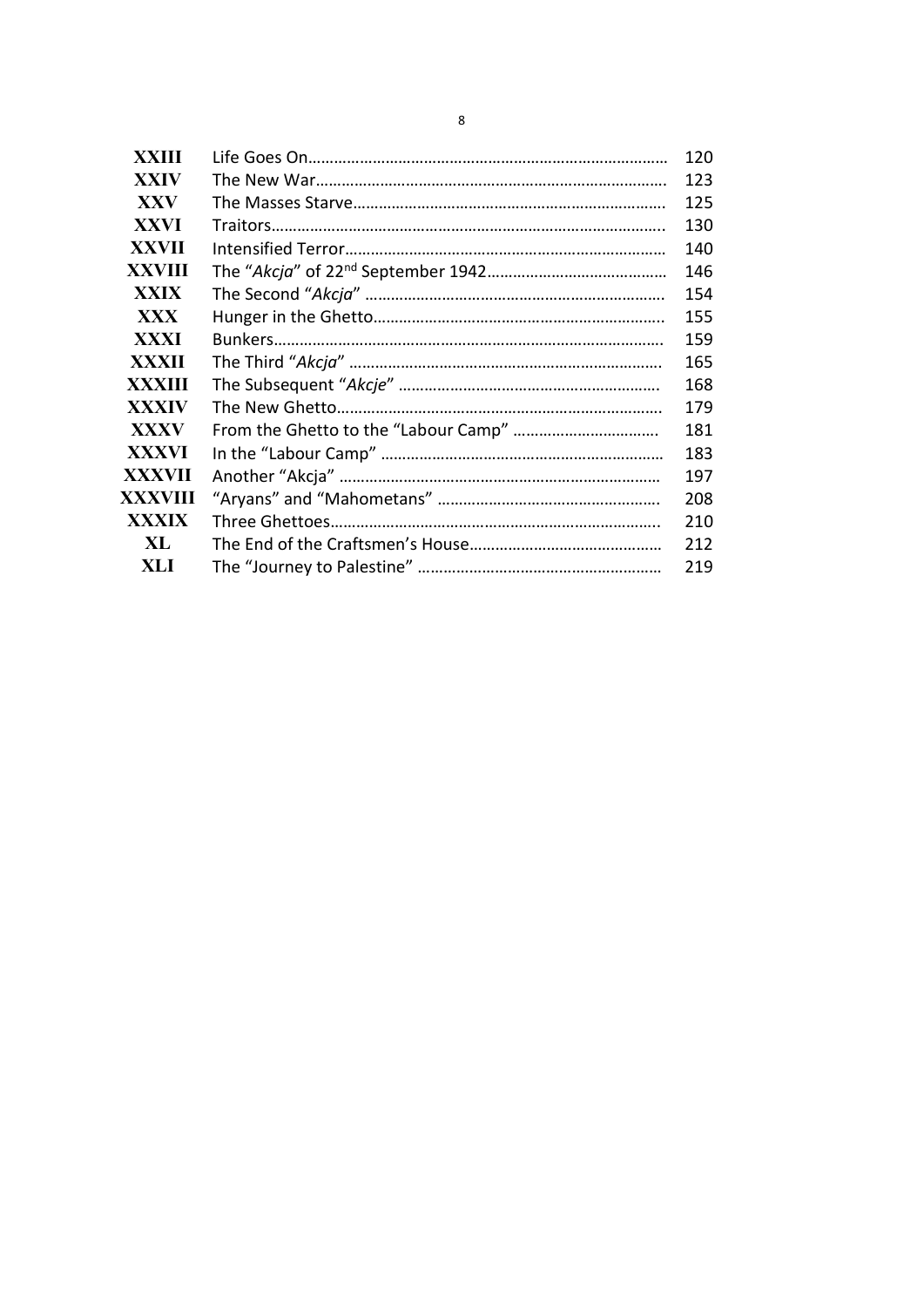| | | |
|---|---|---|
| **XXIII** | Life Goes On | 120 |
| **XXIV** | The New War | 123 |
| **XXV** | The Masses Starve | 125 |
| **XXVI** | Traitors | 130 |
| **XXVII** | Intensified Terror | 140 |
| **XXVIII** | The “*Akcja*” of 22nd September 1942 | 146 |
| **XXIX** | The Second “*Akcja*” | 154 |
| **XXX** | Hunger in the Ghetto | 155 |
| **XXXI** | Bunkers | 159 |
| **XXXII** | The Third “*Akcja*” | 165 |
| **XXXIII** | The Subsequent “*Akcje*” | 168 |
| **XXXIV** | The New Ghetto | 179 |
| **XXXV** | From the Ghetto to the “Labour Camp” | 181 |
| **XXXVI** | In the “Labour Camp” | 183 |
| **XXXVII** | Another “Akcja” | 197 |
| **XXXVIII** | “Aryans” and “Mahometans” | 208 |
| **XXXIX** | Three Ghettoes | 210 |
| **XL** | The End of the Craftsmen’s House | 212 |
| **XLI** | The “Journey to Palestine” | 219 |